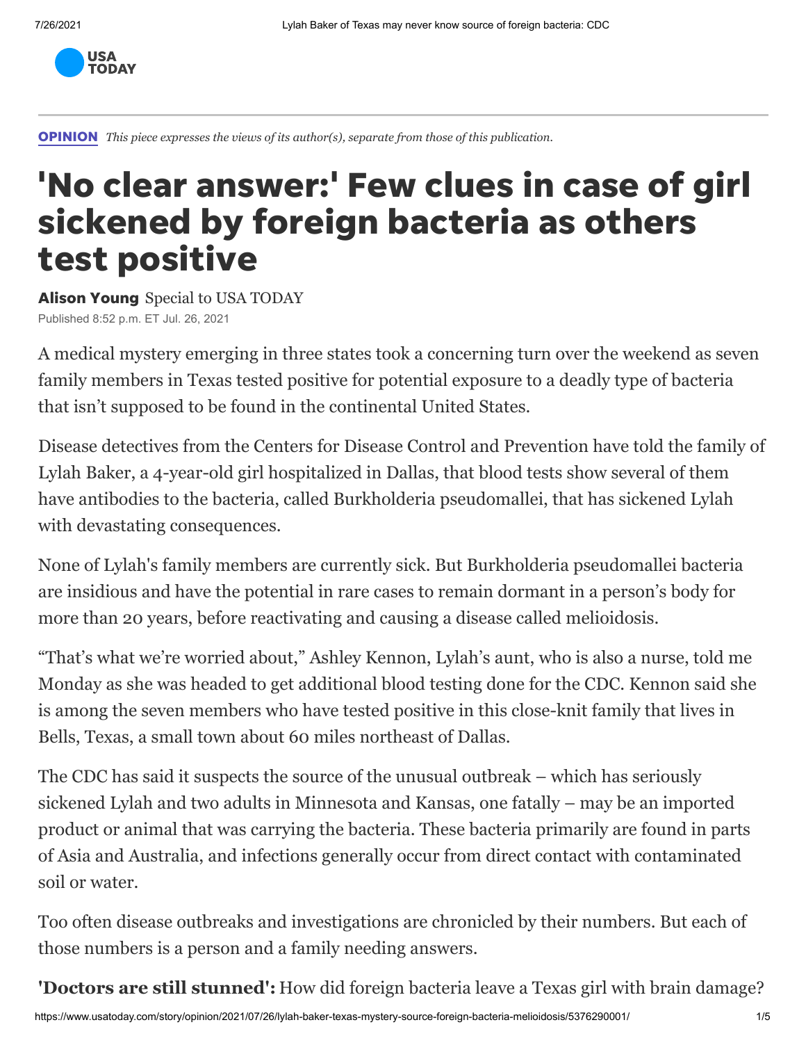USA TODAY

**OPINION** *This piece expresses the views of its author(s), separate from those of this publication.*

# 'No clear answer:' Few clues in case of girl sickened by foreign bacteria as others test positive

**Alison Young** Special to USA TODAY

Published 8:52 p.m. ET Jul. 26, 2021

A medical mystery emerging in three states took a concerning turn over the weekend as seven family members in Texas tested positive for potential exposure to a deadly type of bacteria that isn't supposed to be found in the continental United States.

Disease detectives from the Centers for Disease Control and Prevention have told the family of Lylah Baker, a 4-year-old girl hospitalized in Dallas, that blood tests show several of them have antibodies to the bacteria, called Burkholderia pseudomallei, that has sickened Lylah with devastating consequences.

None of Lylah's family members are currently sick. But Burkholderia pseudomallei bacteria are insidious and have the potential in rare cases to remain dormant in a person's body for more than 20 years, before reactivating and causing a disease called melioidosis.

"That's what we're worried about," Ashley Kennon, Lylah's aunt, who is also a nurse, told me Monday as she was headed to get additional blood testing done for the CDC. Kennon said she is among the seven members who have tested positive in this close-knit family that lives in Bells, Texas, a small town about 60 miles northeast of Dallas.

The CDC has said it suspects the source of the unusual outbreak – which has seriously sickened Lylah and two adults in Minnesota and Kansas, one fatally – may be an imported product or animal that was carrying the bacteria. These bacteria primarily are found in parts of Asia and Australia, and infections generally occur from direct contact with contaminated soil or water.

Too often disease outbreaks and investigations are chronicled by their numbers. But each of those numbers is a person and a family needing answers.

**'Doctors are still stunned':** How did foreign bacteria leave a Texas girl with brain damage?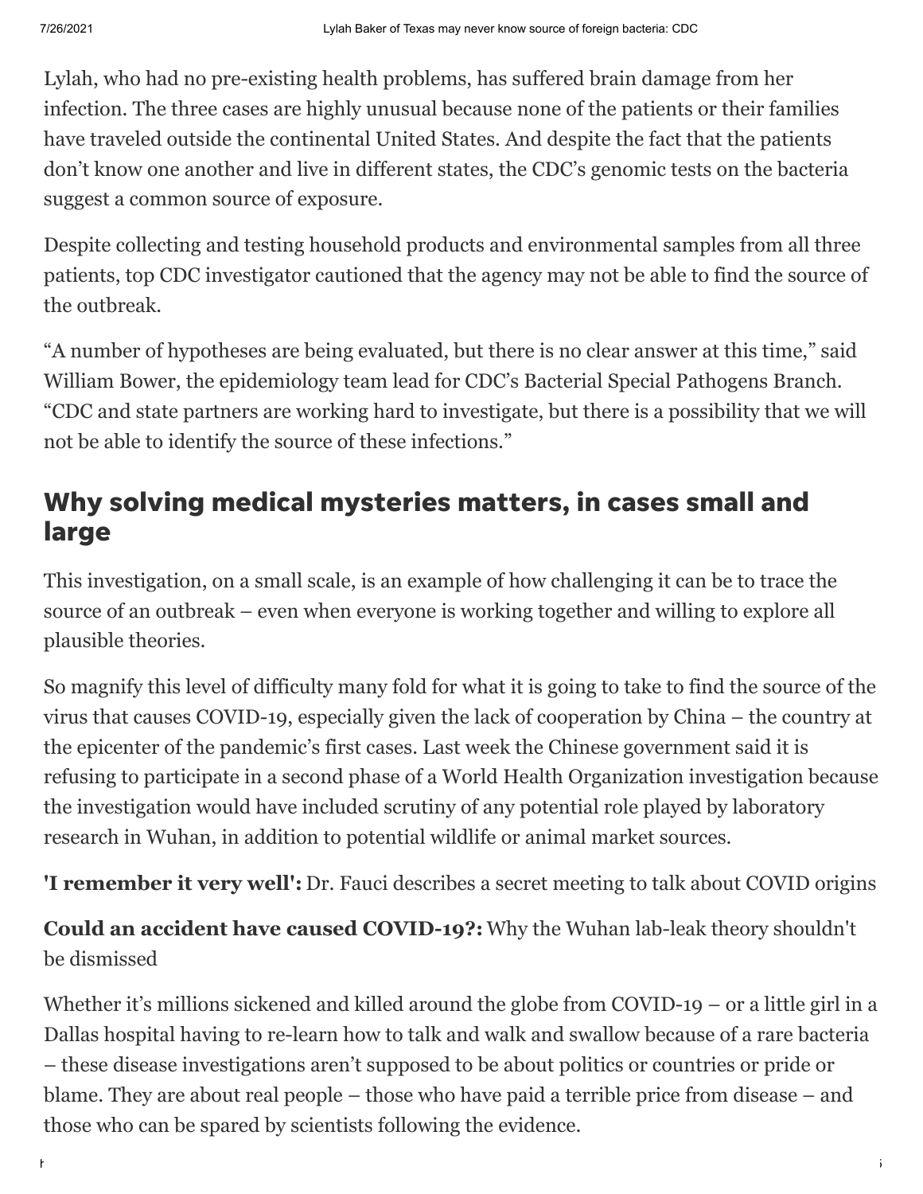Lylah, who had no pre-existing health problems, has suffered brain damage from her infection. The three cases are highly unusual because none of the patients or their families have traveled outside the continental United States. And despite the fact that the patients don't know one another and live in different states, the CDC's genomic tests on the bacteria suggest a common source of exposure.

Despite collecting and testing household products and environmental samples from all three patients, top CDC investigator cautioned that the agency may not be able to find the source of the outbreak.

"A number of hypotheses are being evaluated, but there is no clear answer at this time," said William Bower, the epidemiology team lead for CDC's Bacterial Special Pathogens Branch. "CDC and state partners are working hard to investigate, but there is a possibility that we will not be able to identify the source of these infections."

## Why solving medical mysteries matters, in cases small and large

This investigation, on a small scale, is an example of how challenging it can be to trace the source of an outbreak – even when everyone is working together and willing to explore all plausible theories.

So magnify this level of difficulty many fold for what it is going to take to find the source of the virus that causes COVID-19, especially given the lack of cooperation by China – the country at the epicenter of the pandemic's first cases. Last week the Chinese government said it is refusing to participate in a second phase of a World Health Organization investigation because the investigation would have included scrutiny of any potential role played by laboratory research in Wuhan, in addition to potential wildlife or animal market sources.

**'I remember it very well':** Dr. Fauci describes a secret meeting to talk about COVID origins

**Could an accident have caused COVID-19?:** Why the Wuhan lab-leak theory shouldn't be dismissed

Whether it's millions sickened and killed around the globe from COVID-19 – or a little girl in a Dallas hospital having to re-learn how to talk and walk and swallow because of a rare bacteria – these disease investigations aren't supposed to be about politics or countries or pride or blame. They are about real people – those who have paid a terrible price from disease – and those who can be spared by scientists following the evidence.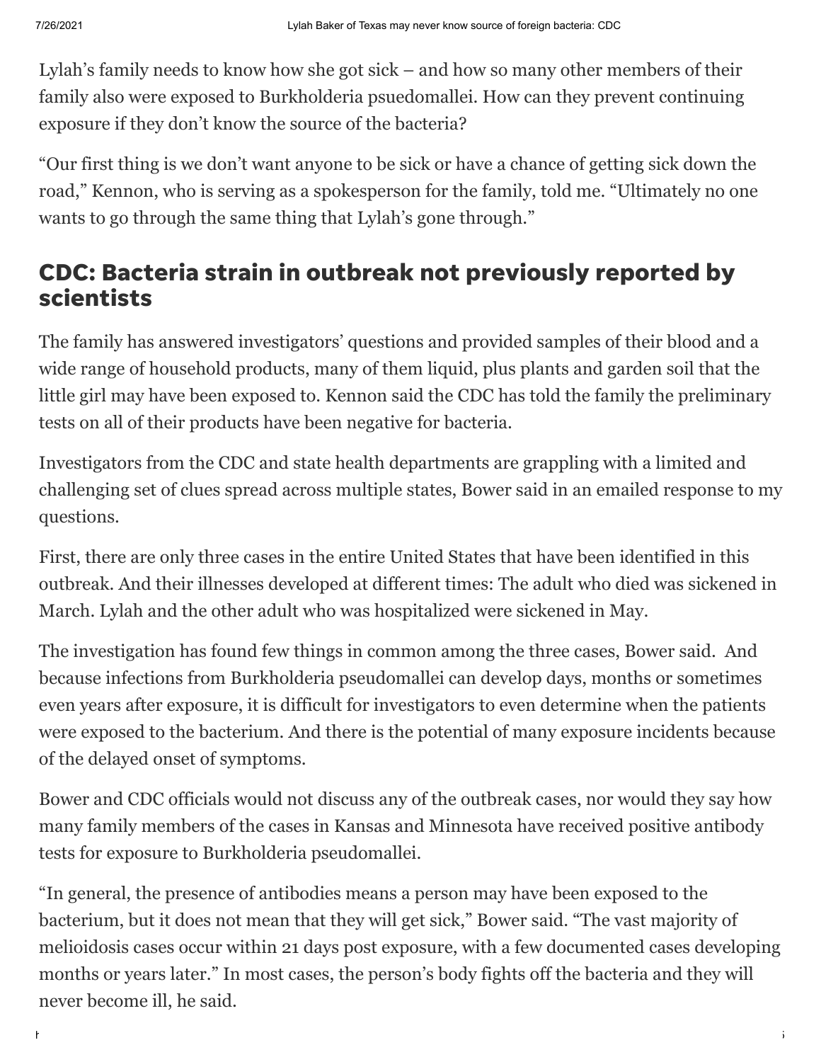Lylah's family needs to know how she got sick – and how so many other members of their family also were exposed to Burkholderia psuedomallei. How can they prevent continuing exposure if they don't know the source of the bacteria?

"Our first thing is we don't want anyone to be sick or have a chance of getting sick down the road," Kennon, who is serving as a spokesperson for the family, told me. "Ultimately no one wants to go through the same thing that Lylah's gone through."

## CDC: Bacteria strain in outbreak not previously reported by scientists

The family has answered investigators' questions and provided samples of their blood and a wide range of household products, many of them liquid, plus plants and garden soil that the little girl may have been exposed to. Kennon said the CDC has told the family the preliminary tests on all of their products have been negative for bacteria.

Investigators from the CDC and state health departments are grappling with a limited and challenging set of clues spread across multiple states, Bower said in an emailed response to my questions.

First, there are only three cases in the entire United States that have been identified in this outbreak. And their illnesses developed at different times: The adult who died was sickened in March. Lylah and the other adult who was hospitalized were sickened in May.

The investigation has found few things in common among the three cases, Bower said. And because infections from Burkholderia pseudomallei can develop days, months or sometimes even years after exposure, it is difficult for investigators to even determine when the patients were exposed to the bacterium. And there is the potential of many exposure incidents because of the delayed onset of symptoms.

Bower and CDC officials would not discuss any of the outbreak cases, nor would they say how many family members of the cases in Kansas and Minnesota have received positive antibody tests for exposure to Burkholderia pseudomallei.

"In general, the presence of antibodies means a person may have been exposed to the bacterium, but it does not mean that they will get sick," Bower said. "The vast majority of melioidosis cases occur within 21 days post exposure, with a few documented cases developing months or years later." In most cases, the person's body fights off the bacteria and they will never become ill, he said.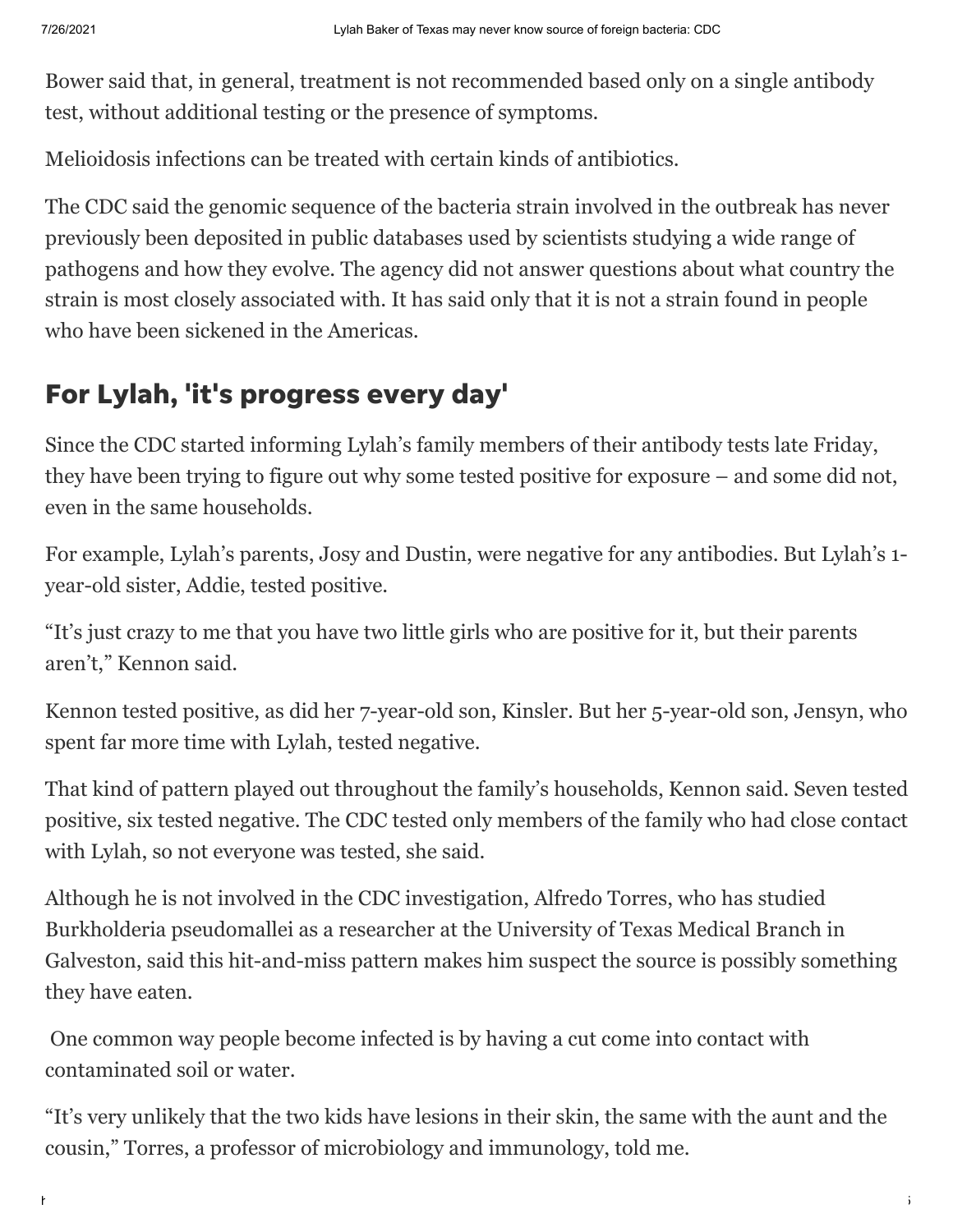Bower said that, in general, treatment is not recommended based only on a single antibody test, without additional testing or the presence of symptoms.

Melioidosis infections can be treated with certain kinds of antibiotics.

The CDC said the genomic sequence of the bacteria strain involved in the outbreak has never previously been deposited in public databases used by scientists studying a wide range of pathogens and how they evolve. The agency did not answer questions about what country the strain is most closely associated with. It has said only that it is not a strain found in people who have been sickened in the Americas.

## For Lylah, 'it's progress every day'

Since the CDC started informing Lylah's family members of their antibody tests late Friday, they have been trying to figure out why some tested positive for exposure – and some did not, even in the same households.

For example, Lylah's parents, Josy and Dustin, were negative for any antibodies. But Lylah's 1-year-old sister, Addie, tested positive.

"It's just crazy to me that you have two little girls who are positive for it, but their parents aren't," Kennon said.

Kennon tested positive, as did her 7-year-old son, Kinsler. But her 5-year-old son, Jensyn, who spent far more time with Lylah, tested negative.

That kind of pattern played out throughout the family's households, Kennon said. Seven tested positive, six tested negative. The CDC tested only members of the family who had close contact with Lylah, so not everyone was tested, she said.

Although he is not involved in the CDC investigation, Alfredo Torres, who has studied Burkholderia pseudomallei as a researcher at the University of Texas Medical Branch in Galveston, said this hit-and-miss pattern makes him suspect the source is possibly something they have eaten.

One common way people become infected is by having a cut come into contact with contaminated soil or water.

"It's very unlikely that the two kids have lesions in their skin, the same with the aunt and the cousin," Torres, a professor of microbiology and immunology, told me.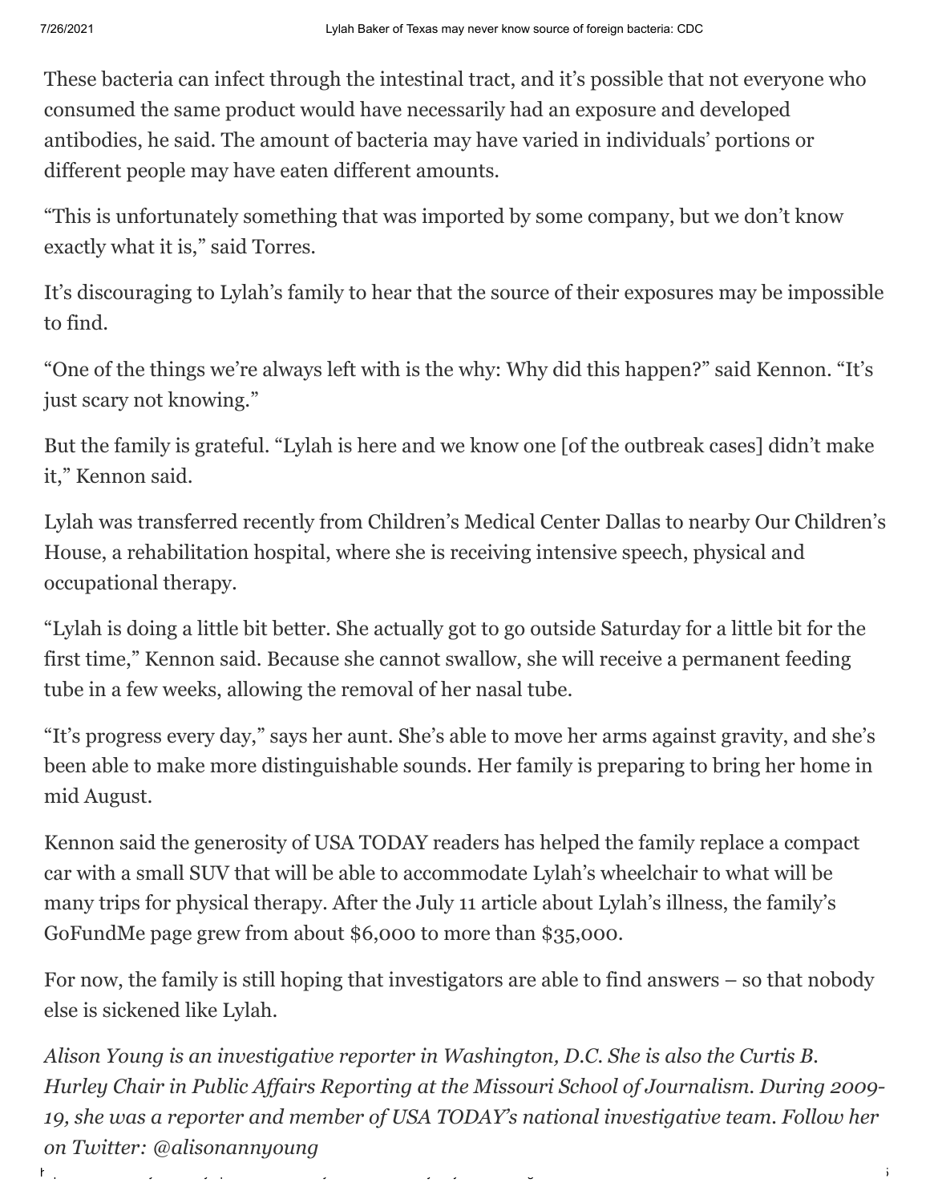These bacteria can infect through the intestinal tract, and it's possible that not everyone who consumed the same product would have necessarily had an exposure and developed antibodies, he said. The amount of bacteria may have varied in individuals' portions or different people may have eaten different amounts.

"This is unfortunately something that was imported by some company, but we don't know exactly what it is," said Torres.

It's discouraging to Lylah's family to hear that the source of their exposures may be impossible to find.

"One of the things we're always left with is the why: Why did this happen?" said Kennon. "It's just scary not knowing."

But the family is grateful. "Lylah is here and we know one [of the outbreak cases] didn't make it," Kennon said.

Lylah was transferred recently from Children's Medical Center Dallas to nearby Our Children's House, a rehabilitation hospital, where she is receiving intensive speech, physical and occupational therapy.

"Lylah is doing a little bit better. She actually got to go outside Saturday for a little bit for the first time," Kennon said. Because she cannot swallow, she will receive a permanent feeding tube in a few weeks, allowing the removal of her nasal tube.

"It's progress every day," says her aunt. She's able to move her arms against gravity, and she's been able to make more distinguishable sounds. Her family is preparing to bring her home in mid August.

Kennon said the generosity of USA TODAY readers has helped the family replace a compact car with a small SUV that will be able to accommodate Lylah's wheelchair to what will be many trips for physical therapy. After the July 11 article about Lylah's illness, the family's GoFundMe page grew from about $6,000 to more than $35,000.

For now, the family is still hoping that investigators are able to find answers – so that nobody else is sickened like Lylah.

*Alison Young is an investigative reporter in Washington, D.C. She is also the Curtis B. Hurley Chair in Public Affairs Reporting at the Missouri School of Journalism. During 2009-19, she was a reporter and member of USA TODAY's national investigative team. Follow her on Twitter: @alisonannyoung*